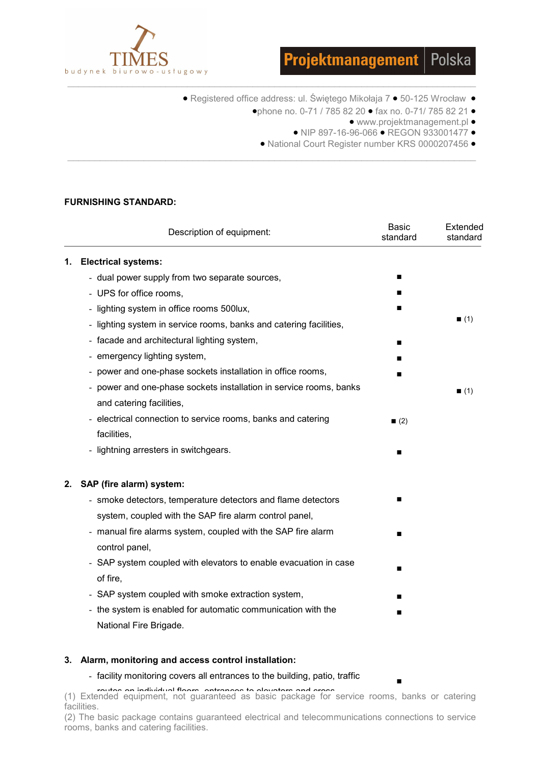TIMES
budynek biurowo-usługowy

**Projektmanagement** Polska

● Registered office address: ul. Świętego Mikołaja 7 ● 50-125 Wrocław ●
●phone no. 0-71 / 785 82 20 ● fax no. 0-71/ 785 82 21 ●
● www.projektmanagement.pl ●
● NIP 897-16-96-066 ● REGON 933001477 ●
● National Court Register number KRS 0000207456 ●

**FURNISHING STANDARD:**

| Description of equipment: | Basic standard | Extended standard |
|---|---|---|
| **1. Electrical systems:** | | |
| - dual power supply from two separate sources, | ■ | |
| - UPS for office rooms, | ■ | |
| - lighting system in office rooms 500lux, | ■ | |
| - lighting system in service rooms, banks and catering facilities, | | ■ (1) |
| - facade and architectural lighting system, | ■ | |
| - emergency lighting system, | ■ | |
| - power and one-phase sockets installation in office rooms, | ■ | |
| - power and one-phase sockets installation in service rooms, banks and catering facilities, | | ■ (1) |
| - electrical connection to service rooms, banks and catering facilities, | ■ (2) | |
| - lightning arresters in switchgears. | ■ | |
| **2. SAP (fire alarm) system:** | | |
| - smoke detectors, temperature detectors and flame detectors system, coupled with the SAP fire alarm control panel, | ■ | |
| - manual fire alarms system, coupled with the SAP fire alarm control panel, | ■ | |
| - SAP system coupled with elevators to enable evacuation in case of fire, | ■ | |
| - SAP system coupled with smoke extraction system, | ■ | |
| - the system is enabled for automatic communication with the National Fire Brigade. | ■ | |
| **3. Alarm, monitoring and access control installation:** | | |
| - facility monitoring covers all entrances to the building, patio, traffic routes on individual floors, entrances to elevators and cross | ■ | |

(1) Extended equipment, not guaranteed as basic package for service rooms, banks or catering facilities.
(2) The basic package contains guaranteed electrical and telecommunications connections to service rooms, banks and catering facilities.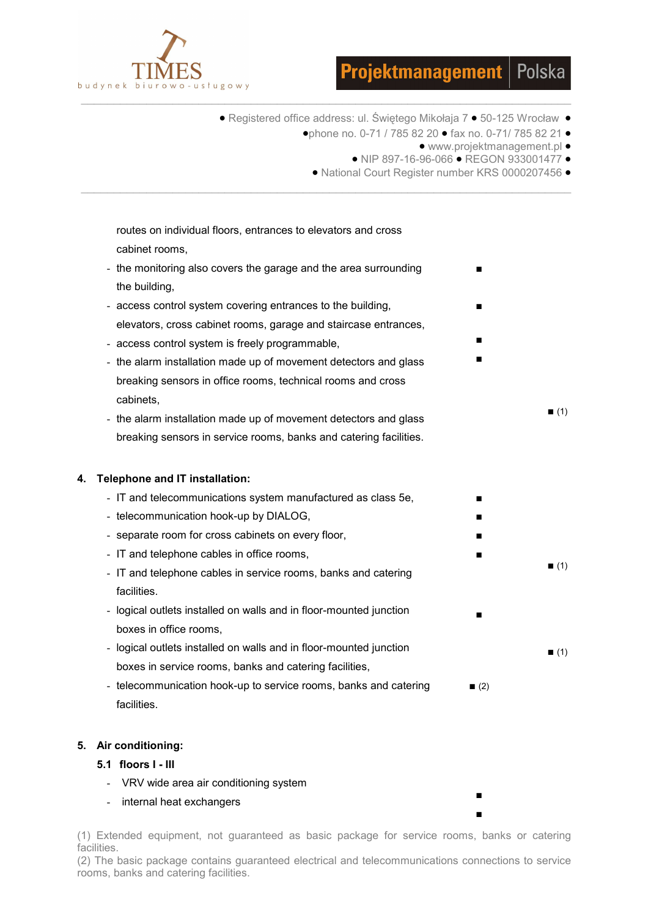| | | |
|---|---|---|
| routes on individual floors, entrances to elevators and cross cabinet rooms, | | |
| - the monitoring also covers the garage and the area surrounding the building, | ■ | |
| - access control system covering entrances to the building, elevators, cross cabinet rooms, garage and staircase entrances, | ■ | |
| - access control system is freely programmable, | ■ | |
| - the alarm installation made up of movement detectors and glass breaking sensors in office rooms, technical rooms and cross cabinets, | ■ | |
| - the alarm installation made up of movement detectors and glass breaking sensors in service rooms, banks and catering facilities. | | ■ (1) |

**4. Telephone and IT installation:**

| | | |
|---|---|---|
| - IT and telecommunications system manufactured as class 5e, | ■ | |
| - telecommunication hook-up by DIALOG, | ■ | |
| - separate room for cross cabinets on every floor, | ■ | |
| - IT and telephone cables in office rooms, | ■ | |
| - IT and telephone cables in service rooms, banks and catering facilities. | | ■ (1) |
| - logical outlets installed on walls and in floor-mounted junction boxes in office rooms, | ■ | |
| - logical outlets installed on walls and in floor-mounted junction boxes in service rooms, banks and catering facilities, | | ■ (1) |
| - telecommunication hook-up to service rooms, banks and catering facilities. | ■ (2) | |

**5. Air conditioning:**

**5.1 floors I - III**

| | | |
|---|---|---|
| - VRV wide area air conditioning system | ■ | |
| - internal heat exchangers | ■ | |

(1) Extended equipment, not guaranteed as basic package for service rooms, banks or catering facilities.
(2) The basic package contains guaranteed electrical and telecommunications connections to service rooms, banks and catering facilities.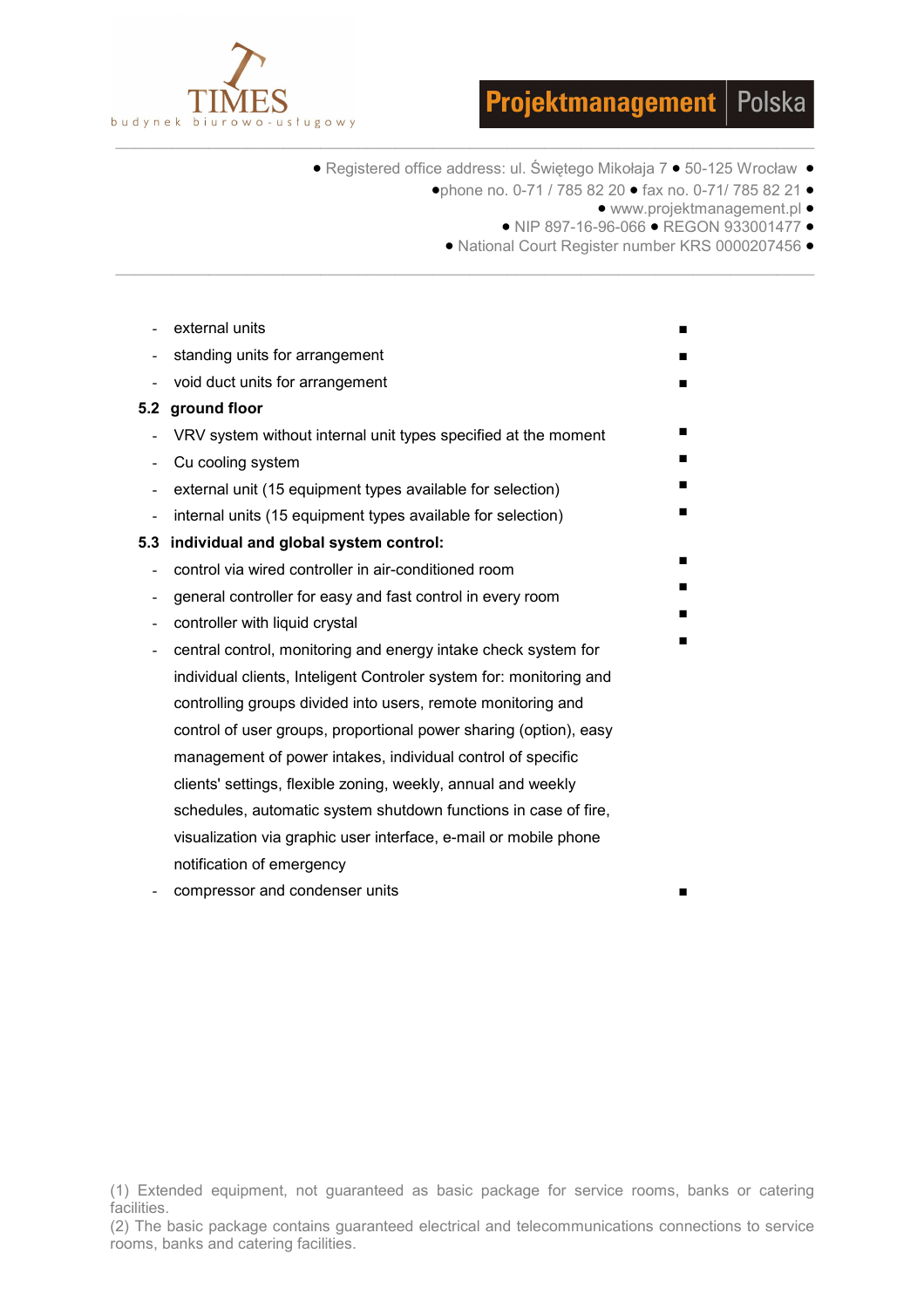- external units ■
- standing units for arrangement ■
- void duct units for arrangement ■

**5.2 ground floor**

- VRV system without internal unit types specified at the moment ■
- Cu cooling system ■
- external unit (15 equipment types available for selection) ■
- internal units (15 equipment types available for selection) ■

**5.3 individual and global system control:**

- control via wired controller in air-conditioned room ■
- general controller for easy and fast control in every room ■
- controller with liquid crystal ■
- central control, monitoring and energy intake check system for individual clients, Inteligent Controler system for: monitoring and controlling groups divided into users, remote monitoring and control of user groups, proportional power sharing (option), easy management of power intakes, individual control of specific clients' settings, flexible zoning, weekly, annual and weekly schedules, automatic system shutdown functions in case of fire, visualization via graphic user interface, e-mail or mobile phone notification of emergency ■
- compressor and condenser units ■

(1) Extended equipment, not guaranteed as basic package for service rooms, banks or catering facilities.
(2) The basic package contains guaranteed electrical and telecommunications connections to service rooms, banks and catering facilities.